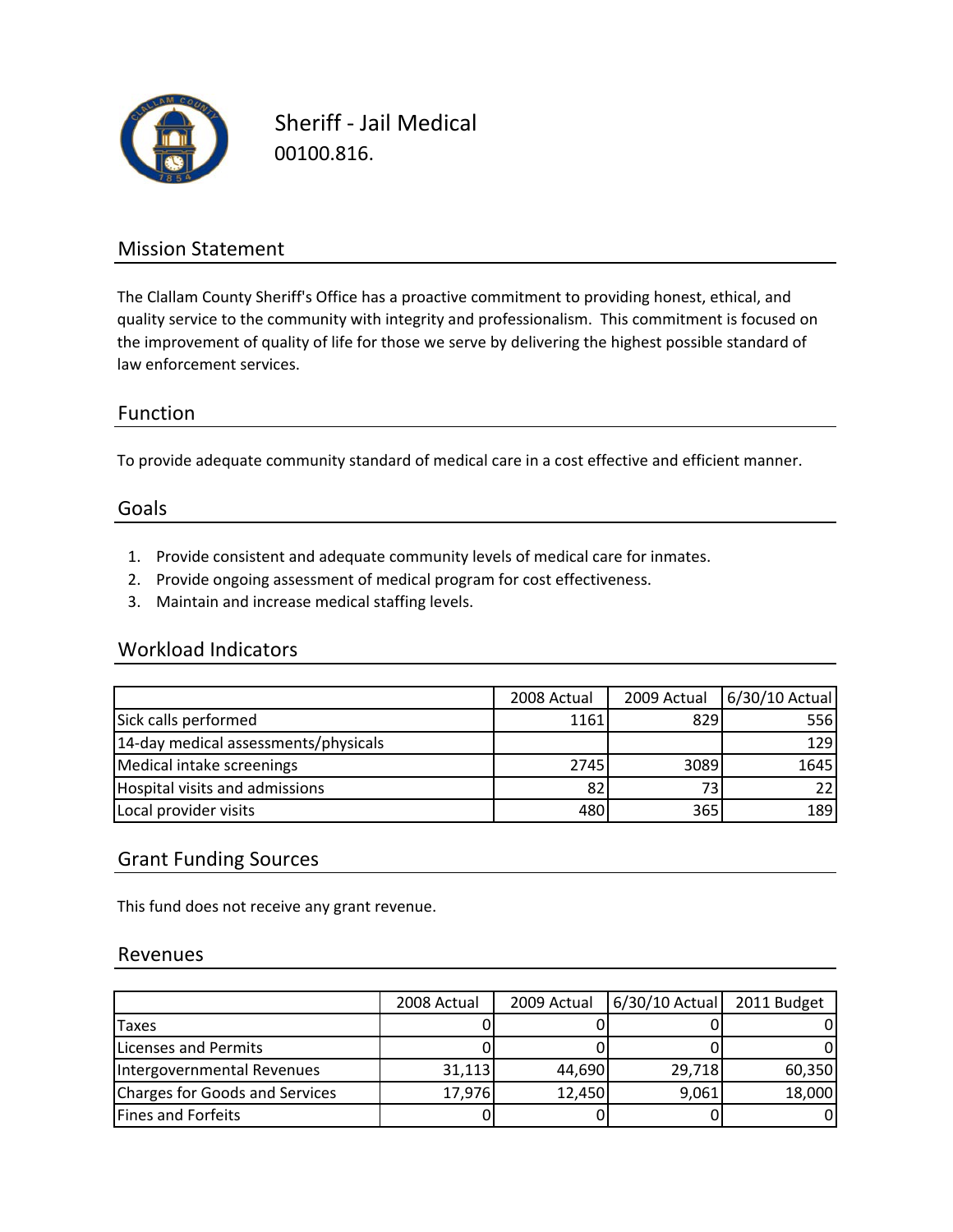# Sheriff - Jail Medical

00100.816.

## Mission Statement

The Clallam County Sheriff's Office has a proactive commitment to providing honest, ethical, and quality service to the community with integrity and professionalism. This commitment is focused on the improvement of quality of life for those we serve by delivering the highest possible standard of law enforcement services.

## Function

To provide adequate community standard of medical care in a cost effective and efficient manner.

## Goals

1. Provide consistent and adequate community levels of medical care for inmates.
2. Provide ongoing assessment of medical program for cost effectiveness.
3. Maintain and increase medical staffing levels.

## Workload Indicators

| | 2008 Actual | 2009 Actual | 6/30/10 Actual |
|---|---|---|---|
| Sick calls performed | 1161 | 829 | 556 |
| 14-day medical assessments/physicals | | | 129 |
| Medical intake screenings | 2745 | 3089 | 1645 |
| Hospital visits and admissions | 82 | 73 | 22 |
| Local provider visits | 480 | 365 | 189 |

## Grant Funding Sources

This fund does not receive any grant revenue.

## Revenues

| | 2008 Actual | 2009 Actual | 6/30/10 Actual | 2011 Budget |
|---|---|---|---|---|
| Taxes | 0 | 0 | 0 | 0 |
| Licenses and Permits | 0 | 0 | 0 | 0 |
| Intergovernmental Revenues | 31,113 | 44,690 | 29,718 | 60,350 |
| Charges for Goods and Services | 17,976 | 12,450 | 9,061 | 18,000 |
| Fines and Forfeits | 0 | 0 | 0 | 0 |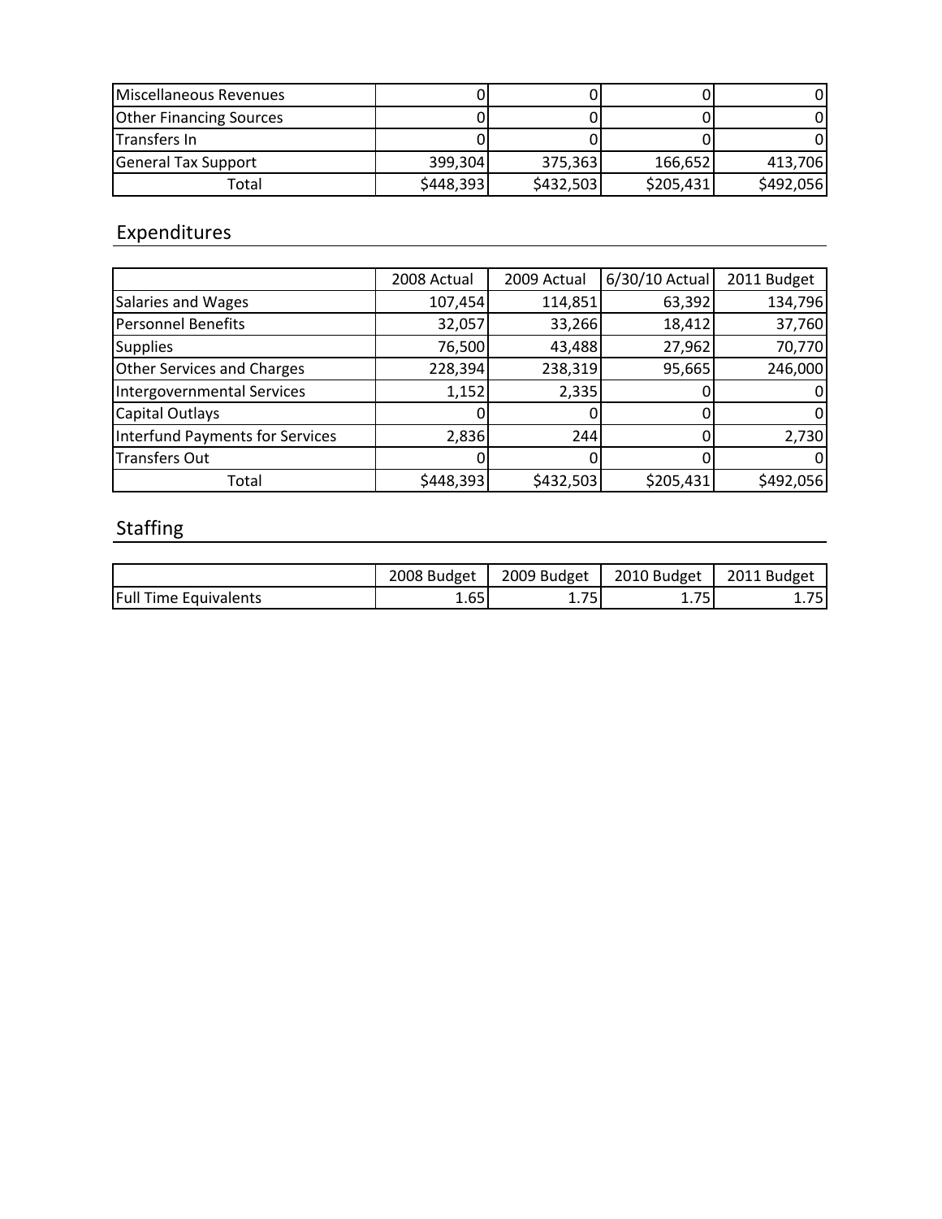| | | | | |
|---|---|---|---|---|
| Miscellaneous Revenues | 0 | 0 | 0 | 0 |
| Other Financing Sources | 0 | 0 | 0 | 0 |
| Transfers In | 0 | 0 | 0 | 0 |
| General Tax Support | 399,304 | 375,363 | 166,652 | 413,706 |
| Total | $448,393 | $432,503 | $205,431 | $492,056 |

## Expenditures

| | 2008 Actual | 2009 Actual | 6/30/10 Actual | 2011 Budget |
|---|---|---|---|---|
| Salaries and Wages | 107,454 | 114,851 | 63,392 | 134,796 |
| Personnel Benefits | 32,057 | 33,266 | 18,412 | 37,760 |
| Supplies | 76,500 | 43,488 | 27,962 | 70,770 |
| Other Services and Charges | 228,394 | 238,319 | 95,665 | 246,000 |
| Intergovernmental Services | 1,152 | 2,335 | 0 | 0 |
| Capital Outlays | 0 | 0 | 0 | 0 |
| Interfund Payments for Services | 2,836 | 244 | 0 | 2,730 |
| Transfers Out | 0 | 0 | 0 | 0 |
| Total | $448,393 | $432,503 | $205,431 | $492,056 |

## Staffing

| | 2008 Budget | 2009 Budget | 2010 Budget | 2011 Budget |
|---|---|---|---|---|
| Full Time Equivalents | 1.65 | 1.75 | 1.75 | 1.75 |